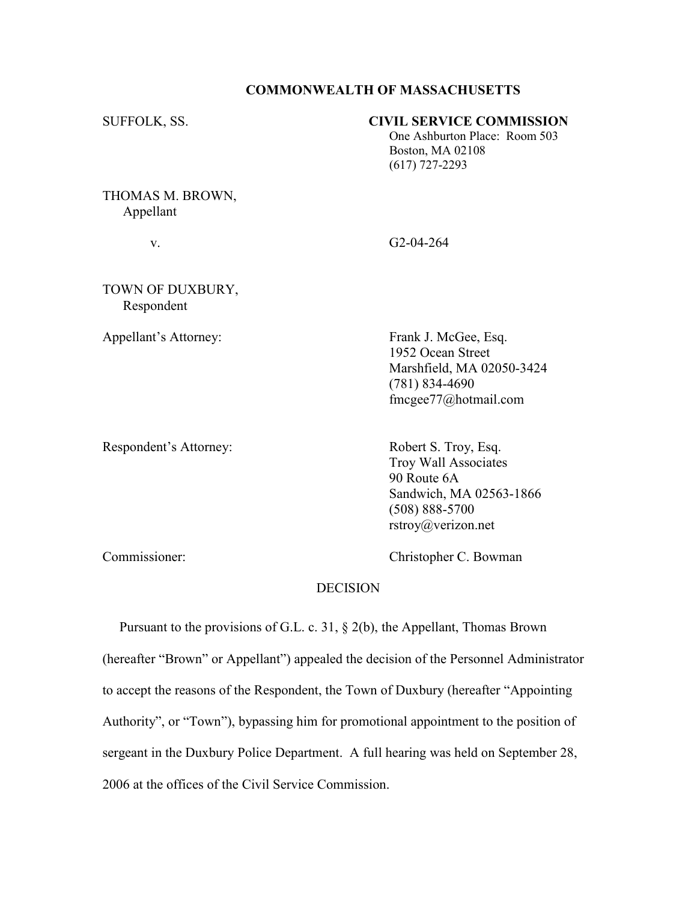**COMMONWEALTH OF MASSACHUSETTS**

SUFFOLK, SS.

**CIVIL SERVICE COMMISSION**
One Ashburton Place: Room 503
Boston, MA 02108
(617) 727-2293

THOMAS M. BROWN,
Appellant

v.

G2-04-264

TOWN OF DUXBURY,
Respondent

Appellant's Attorney:

Frank J. McGee, Esq.
1952 Ocean Street
Marshfield, MA 02050-3424
(781) 834-4690
fmcgee77@hotmail.com

Respondent's Attorney:

Robert S. Troy, Esq.
Troy Wall Associates
90 Route 6A
Sandwich, MA 02563-1866
(508) 888-5700
rstroy@verizon.net

Commissioner:

Christopher C. Bowman

DECISION

Pursuant to the provisions of G.L. c. 31, § 2(b), the Appellant, Thomas Brown (hereafter "Brown" or Appellant") appealed the decision of the Personnel Administrator to accept the reasons of the Respondent, the Town of Duxbury (hereafter "Appointing Authority", or "Town"), bypassing him for promotional appointment to the position of sergeant in the Duxbury Police Department. A full hearing was held on September 28, 2006 at the offices of the Civil Service Commission.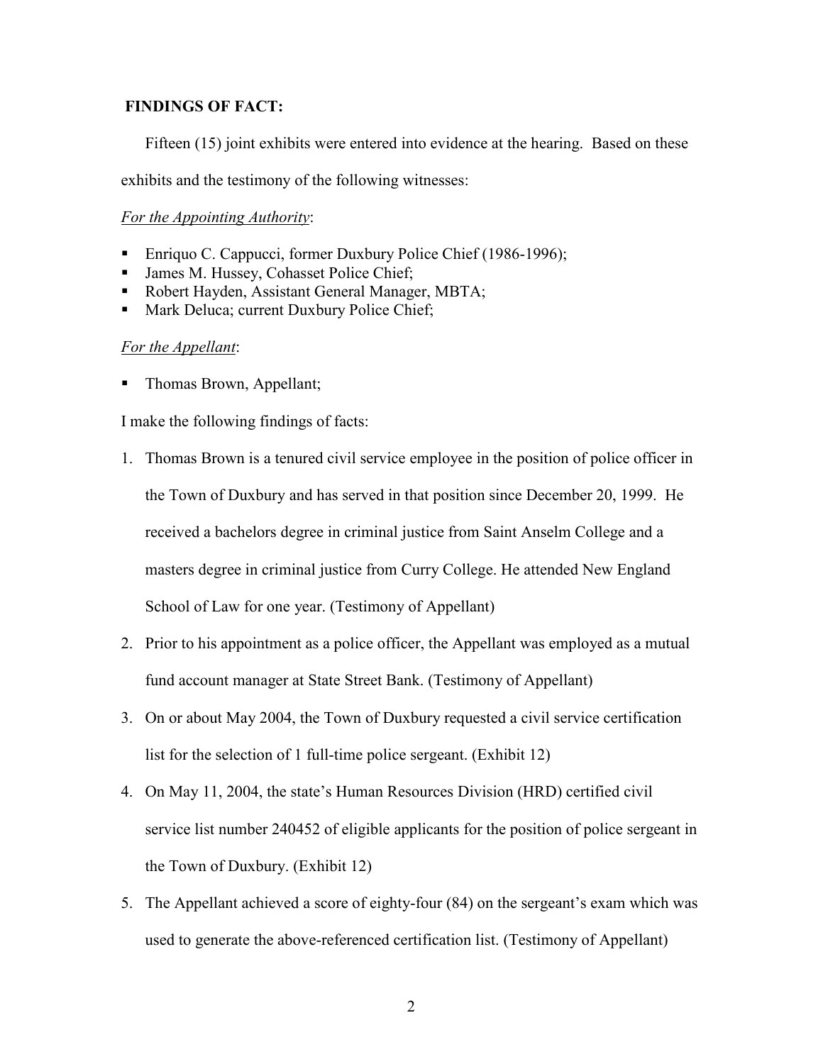**FINDINGS OF FACT:**

Fifteen (15) joint exhibits were entered into evidence at the hearing. Based on these exhibits and the testimony of the following witnesses:

*For the Appointing Authority*:

- Enriquo C. Cappucci, former Duxbury Police Chief (1986-1996);
- James M. Hussey, Cohasset Police Chief;
- Robert Hayden, Assistant General Manager, MBTA;
- Mark Deluca; current Duxbury Police Chief;

*For the Appellant*:

- Thomas Brown, Appellant;

I make the following findings of facts:

1. Thomas Brown is a tenured civil service employee in the position of police officer in the Town of Duxbury and has served in that position since December 20, 1999. He received a bachelors degree in criminal justice from Saint Anselm College and a masters degree in criminal justice from Curry College. He attended New England School of Law for one year. (Testimony of Appellant)
2. Prior to his appointment as a police officer, the Appellant was employed as a mutual fund account manager at State Street Bank. (Testimony of Appellant)
3. On or about May 2004, the Town of Duxbury requested a civil service certification list for the selection of 1 full-time police sergeant. (Exhibit 12)
4. On May 11, 2004, the state's Human Resources Division (HRD) certified civil service list number 240452 of eligible applicants for the position of police sergeant in the Town of Duxbury. (Exhibit 12)
5. The Appellant achieved a score of eighty-four (84) on the sergeant's exam which was used to generate the above-referenced certification list. (Testimony of Appellant)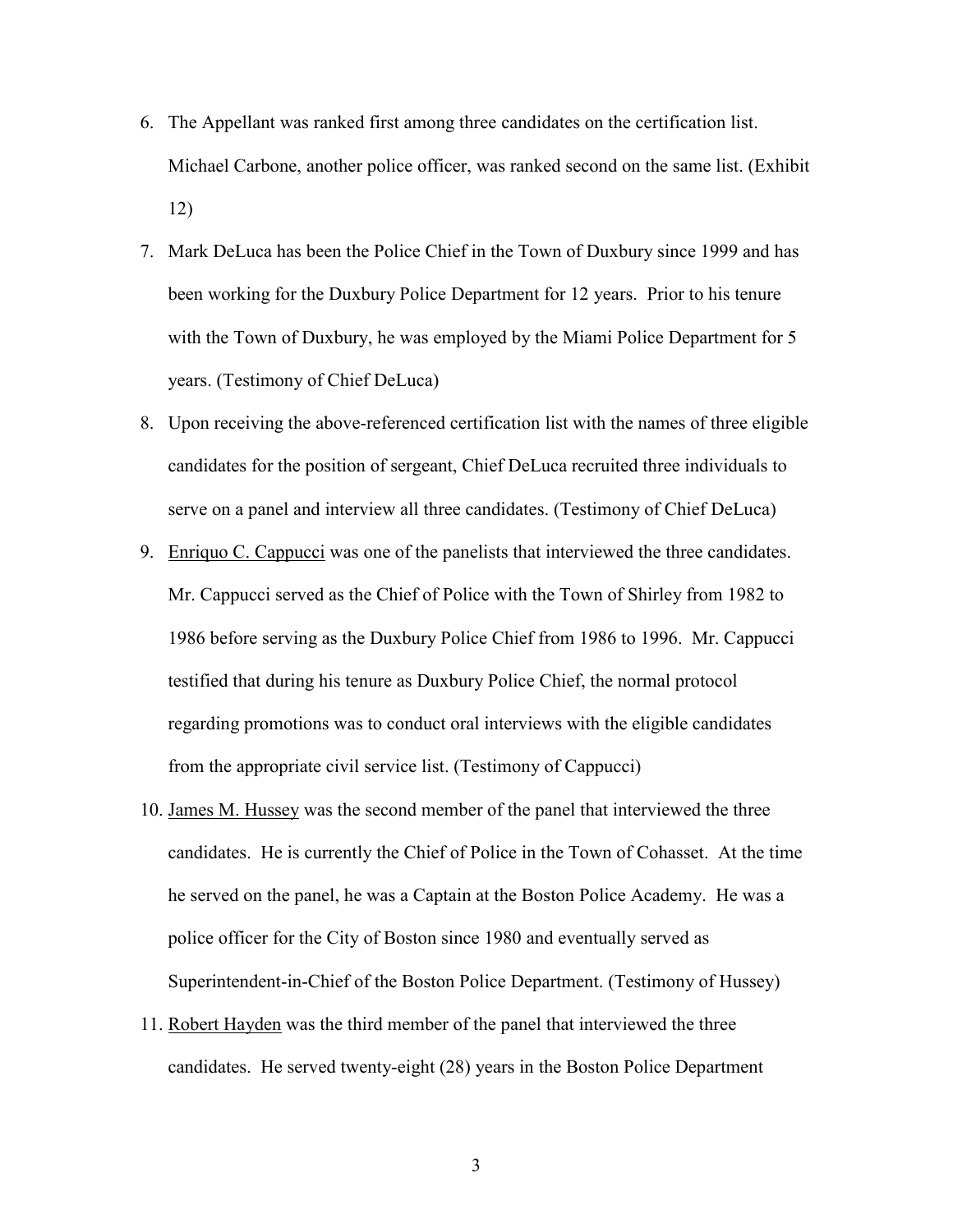6. The Appellant was ranked first among three candidates on the certification list. Michael Carbone, another police officer, was ranked second on the same list. (Exhibit 12)

7. Mark DeLuca has been the Police Chief in the Town of Duxbury since 1999 and has been working for the Duxbury Police Department for 12 years. Prior to his tenure with the Town of Duxbury, he was employed by the Miami Police Department for 5 years. (Testimony of Chief DeLuca)

8. Upon receiving the above-referenced certification list with the names of three eligible candidates for the position of sergeant, Chief DeLuca recruited three individuals to serve on a panel and interview all three candidates. (Testimony of Chief DeLuca)

9. <u>Enriquo C. Cappucci</u> was one of the panelists that interviewed the three candidates. Mr. Cappucci served as the Chief of Police with the Town of Shirley from 1982 to 1986 before serving as the Duxbury Police Chief from 1986 to 1996. Mr. Cappucci testified that during his tenure as Duxbury Police Chief, the normal protocol regarding promotions was to conduct oral interviews with the eligible candidates from the appropriate civil service list. (Testimony of Cappucci)

10. <u>James M. Hussey</u> was the second member of the panel that interviewed the three candidates. He is currently the Chief of Police in the Town of Cohasset. At the time he served on the panel, he was a Captain at the Boston Police Academy. He was a police officer for the City of Boston since 1980 and eventually served as Superintendent-in-Chief of the Boston Police Department. (Testimony of Hussey)

11. <u>Robert Hayden</u> was the third member of the panel that interviewed the three candidates. He served twenty-eight (28) years in the Boston Police Department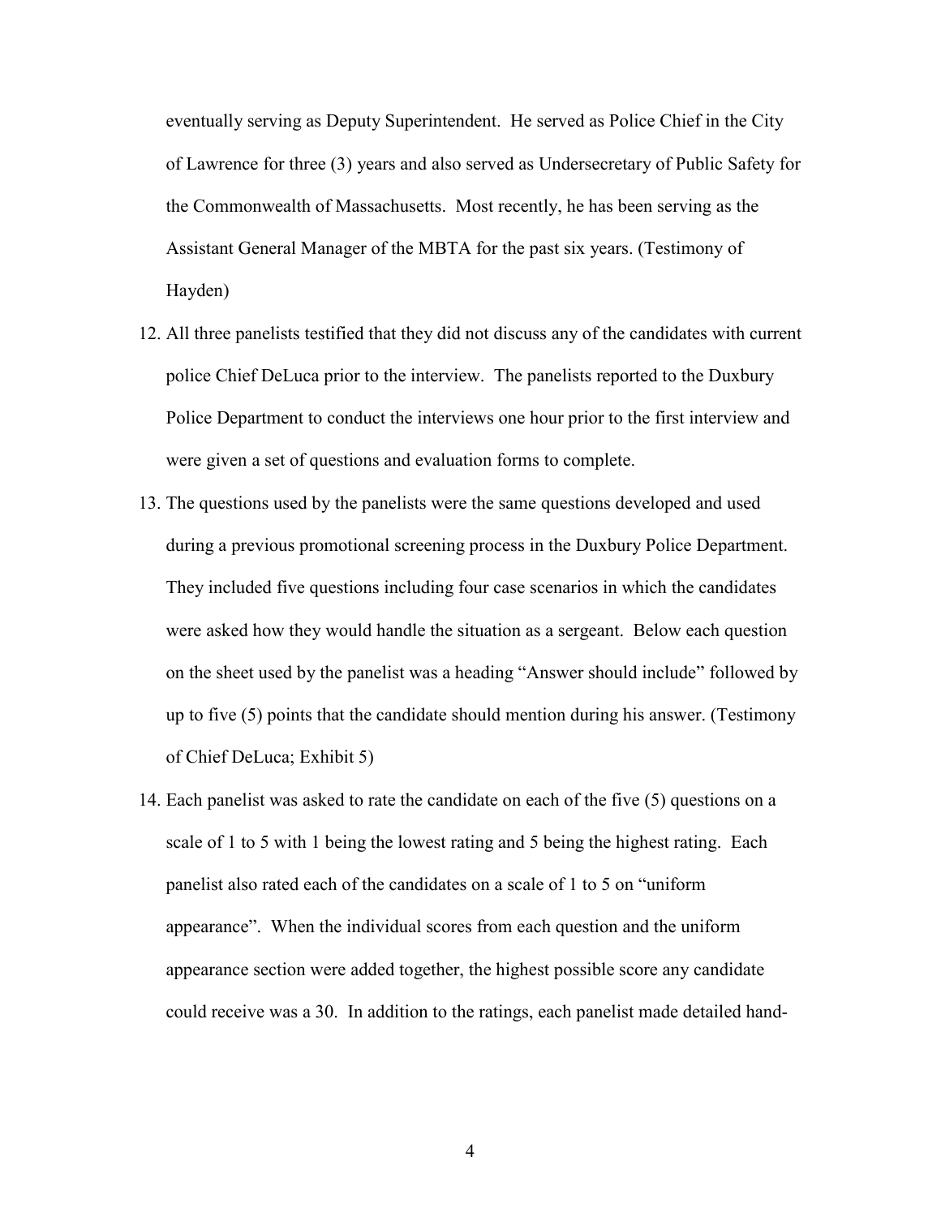eventually serving as Deputy Superintendent. He served as Police Chief in the City of Lawrence for three (3) years and also served as Undersecretary of Public Safety for the Commonwealth of Massachusetts. Most recently, he has been serving as the Assistant General Manager of the MBTA for the past six years. (Testimony of Hayden)

12. All three panelists testified that they did not discuss any of the candidates with current police Chief DeLuca prior to the interview. The panelists reported to the Duxbury Police Department to conduct the interviews one hour prior to the first interview and were given a set of questions and evaluation forms to complete.

13. The questions used by the panelists were the same questions developed and used during a previous promotional screening process in the Duxbury Police Department. They included five questions including four case scenarios in which the candidates were asked how they would handle the situation as a sergeant. Below each question on the sheet used by the panelist was a heading "Answer should include" followed by up to five (5) points that the candidate should mention during his answer. (Testimony of Chief DeLuca; Exhibit 5)

14. Each panelist was asked to rate the candidate on each of the five (5) questions on a scale of 1 to 5 with 1 being the lowest rating and 5 being the highest rating. Each panelist also rated each of the candidates on a scale of 1 to 5 on "uniform appearance". When the individual scores from each question and the uniform appearance section were added together, the highest possible score any candidate could receive was a 30. In addition to the ratings, each panelist made detailed hand-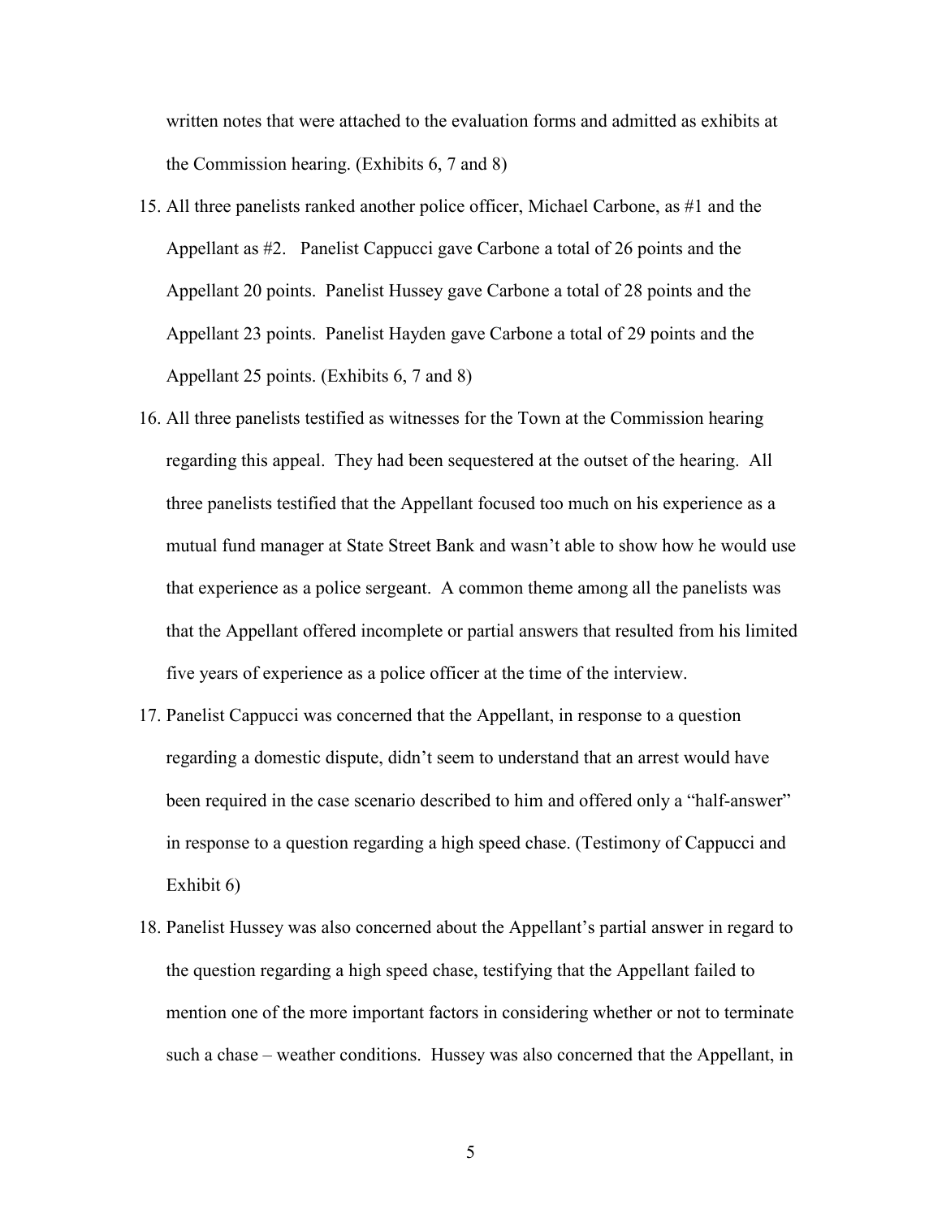written notes that were attached to the evaluation forms and admitted as exhibits at the Commission hearing. (Exhibits 6, 7 and 8)

15. All three panelists ranked another police officer, Michael Carbone, as #1 and the Appellant as #2. Panelist Cappucci gave Carbone a total of 26 points and the Appellant 20 points. Panelist Hussey gave Carbone a total of 28 points and the Appellant 23 points. Panelist Hayden gave Carbone a total of 29 points and the Appellant 25 points. (Exhibits 6, 7 and 8)

16. All three panelists testified as witnesses for the Town at the Commission hearing regarding this appeal. They had been sequestered at the outset of the hearing. All three panelists testified that the Appellant focused too much on his experience as a mutual fund manager at State Street Bank and wasn't able to show how he would use that experience as a police sergeant. A common theme among all the panelists was that the Appellant offered incomplete or partial answers that resulted from his limited five years of experience as a police officer at the time of the interview.

17. Panelist Cappucci was concerned that the Appellant, in response to a question regarding a domestic dispute, didn't seem to understand that an arrest would have been required in the case scenario described to him and offered only a "half-answer" in response to a question regarding a high speed chase. (Testimony of Cappucci and Exhibit 6)

18. Panelist Hussey was also concerned about the Appellant's partial answer in regard to the question regarding a high speed chase, testifying that the Appellant failed to mention one of the more important factors in considering whether or not to terminate such a chase – weather conditions. Hussey was also concerned that the Appellant, in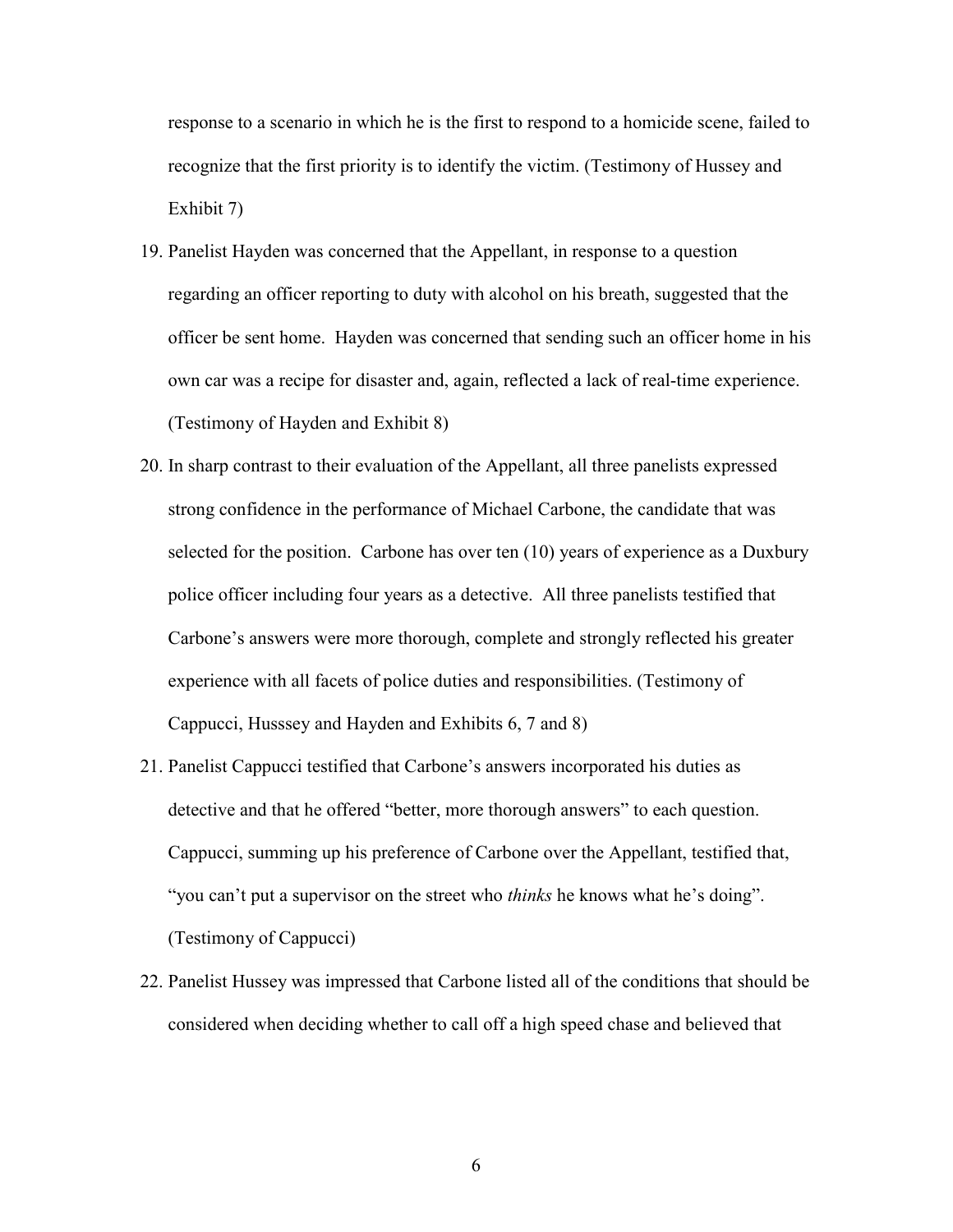response to a scenario in which he is the first to respond to a homicide scene, failed to recognize that the first priority is to identify the victim. (Testimony of Hussey and Exhibit 7)

19. Panelist Hayden was concerned that the Appellant, in response to a question regarding an officer reporting to duty with alcohol on his breath, suggested that the officer be sent home. Hayden was concerned that sending such an officer home in his own car was a recipe for disaster and, again, reflected a lack of real-time experience. (Testimony of Hayden and Exhibit 8)

20. In sharp contrast to their evaluation of the Appellant, all three panelists expressed strong confidence in the performance of Michael Carbone, the candidate that was selected for the position. Carbone has over ten (10) years of experience as a Duxbury police officer including four years as a detective. All three panelists testified that Carbone's answers were more thorough, complete and strongly reflected his greater experience with all facets of police duties and responsibilities. (Testimony of Cappucci, Husssey and Hayden and Exhibits 6, 7 and 8)

21. Panelist Cappucci testified that Carbone's answers incorporated his duties as detective and that he offered "better, more thorough answers" to each question. Cappucci, summing up his preference of Carbone over the Appellant, testified that, "you can't put a supervisor on the street who *thinks* he knows what he's doing". (Testimony of Cappucci)

22. Panelist Hussey was impressed that Carbone listed all of the conditions that should be considered when deciding whether to call off a high speed chase and believed that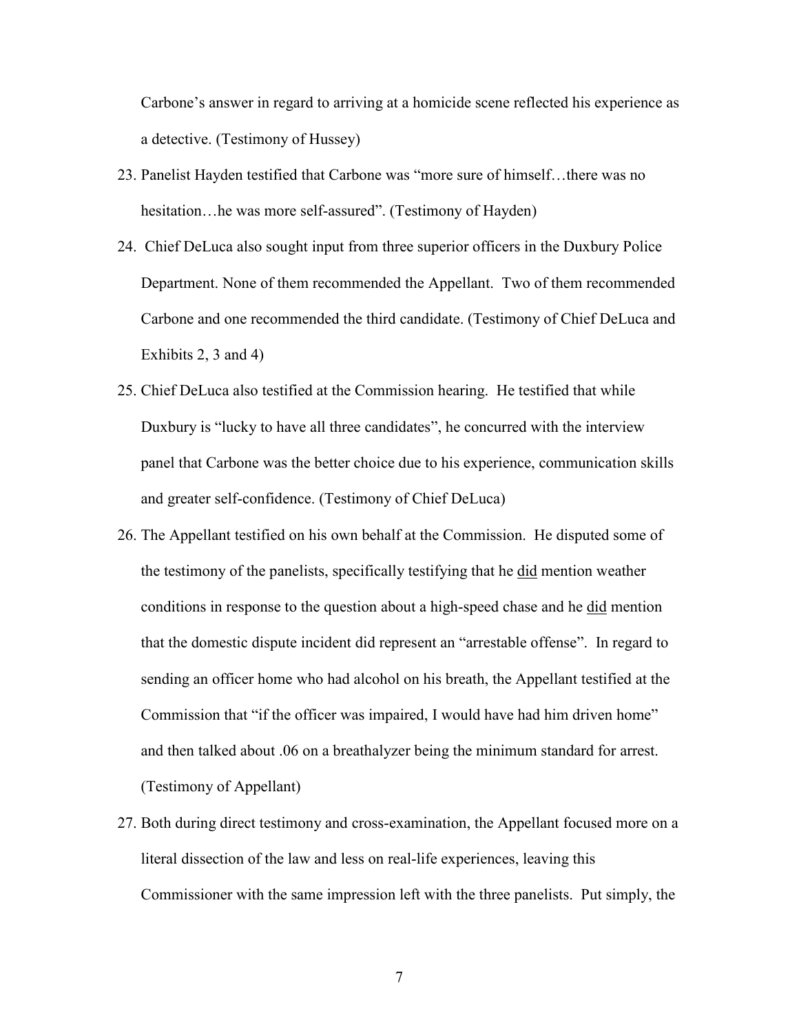Carbone's answer in regard to arriving at a homicide scene reflected his experience as a detective. (Testimony of Hussey)

23. Panelist Hayden testified that Carbone was "more sure of himself…there was no hesitation…he was more self-assured". (Testimony of Hayden)

24. Chief DeLuca also sought input from three superior officers in the Duxbury Police Department. None of them recommended the Appellant. Two of them recommended Carbone and one recommended the third candidate. (Testimony of Chief DeLuca and Exhibits 2, 3 and 4)

25. Chief DeLuca also testified at the Commission hearing. He testified that while Duxbury is "lucky to have all three candidates", he concurred with the interview panel that Carbone was the better choice due to his experience, communication skills and greater self-confidence. (Testimony of Chief DeLuca)

26. The Appellant testified on his own behalf at the Commission. He disputed some of the testimony of the panelists, specifically testifying that he <u>did</u> mention weather conditions in response to the question about a high-speed chase and he <u>did</u> mention that the domestic dispute incident did represent an "arrestable offense". In regard to sending an officer home who had alcohol on his breath, the Appellant testified at the Commission that "if the officer was impaired, I would have had him driven home" and then talked about .06 on a breathalyzer being the minimum standard for arrest. (Testimony of Appellant)

27. Both during direct testimony and cross-examination, the Appellant focused more on a literal dissection of the law and less on real-life experiences, leaving this Commissioner with the same impression left with the three panelists. Put simply, the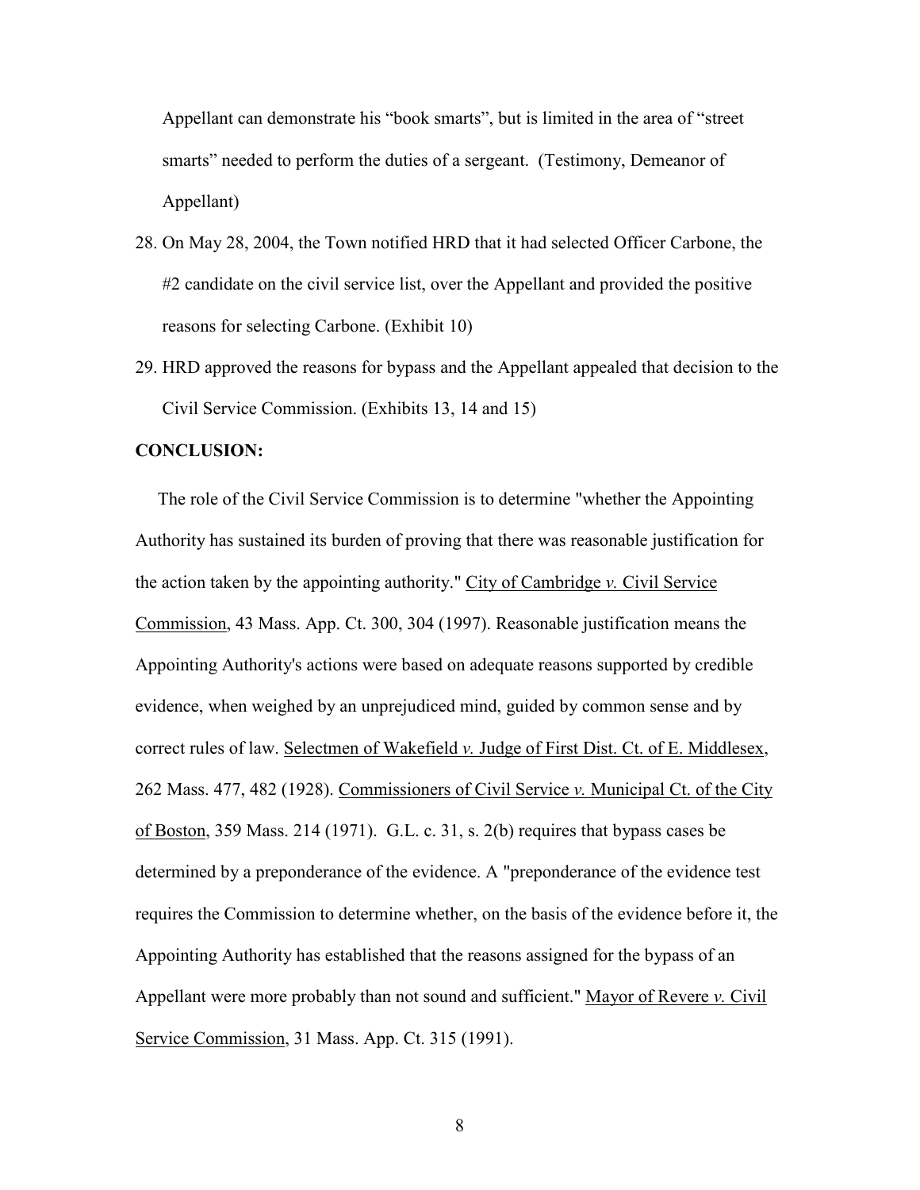Appellant can demonstrate his "book smarts", but is limited in the area of "street smarts" needed to perform the duties of a sergeant. (Testimony, Demeanor of Appellant)

28. On May 28, 2004, the Town notified HRD that it had selected Officer Carbone, the #2 candidate on the civil service list, over the Appellant and provided the positive reasons for selecting Carbone. (Exhibit 10)
29. HRD approved the reasons for bypass and the Appellant appealed that decision to the Civil Service Commission. (Exhibits 13, 14 and 15)

**CONCLUSION:**

The role of the Civil Service Commission is to determine "whether the Appointing Authority has sustained its burden of proving that there was reasonable justification for the action taken by the appointing authority." City of Cambridge *v.* Civil Service Commission, 43 Mass. App. Ct. 300, 304 (1997). Reasonable justification means the Appointing Authority's actions were based on adequate reasons supported by credible evidence, when weighed by an unprejudiced mind, guided by common sense and by correct rules of law. Selectmen of Wakefield *v.* Judge of First Dist. Ct. of E. Middlesex, 262 Mass. 477, 482 (1928). Commissioners of Civil Service *v.* Municipal Ct. of the City of Boston, 359 Mass. 214 (1971). G.L. c. 31, s. 2(b) requires that bypass cases be determined by a preponderance of the evidence. A "preponderance of the evidence test requires the Commission to determine whether, on the basis of the evidence before it, the Appointing Authority has established that the reasons assigned for the bypass of an Appellant were more probably than not sound and sufficient." Mayor of Revere *v.* Civil Service Commission, 31 Mass. App. Ct. 315 (1991).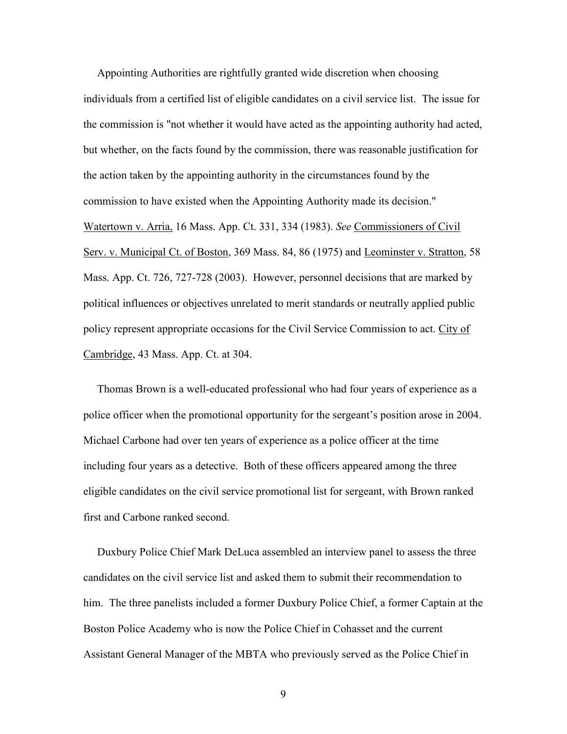Appointing Authorities are rightfully granted wide discretion when choosing individuals from a certified list of eligible candidates on a civil service list. The issue for the commission is "not whether it would have acted as the appointing authority had acted, but whether, on the facts found by the commission, there was reasonable justification for the action taken by the appointing authority in the circumstances found by the commission to have existed when the Appointing Authority made its decision." Watertown v. Arria, 16 Mass. App. Ct. 331, 334 (1983). *See* Commissioners of Civil Serv. v. Municipal Ct. of Boston, 369 Mass. 84, 86 (1975) and Leominster v. Stratton, 58 Mass. App. Ct. 726, 727-728 (2003). However, personnel decisions that are marked by political influences or objectives unrelated to merit standards or neutrally applied public policy represent appropriate occasions for the Civil Service Commission to act. City of Cambridge, 43 Mass. App. Ct. at 304.

Thomas Brown is a well-educated professional who had four years of experience as a police officer when the promotional opportunity for the sergeant's position arose in 2004. Michael Carbone had over ten years of experience as a police officer at the time including four years as a detective. Both of these officers appeared among the three eligible candidates on the civil service promotional list for sergeant, with Brown ranked first and Carbone ranked second.

Duxbury Police Chief Mark DeLuca assembled an interview panel to assess the three candidates on the civil service list and asked them to submit their recommendation to him. The three panelists included a former Duxbury Police Chief, a former Captain at the Boston Police Academy who is now the Police Chief in Cohasset and the current Assistant General Manager of the MBTA who previously served as the Police Chief in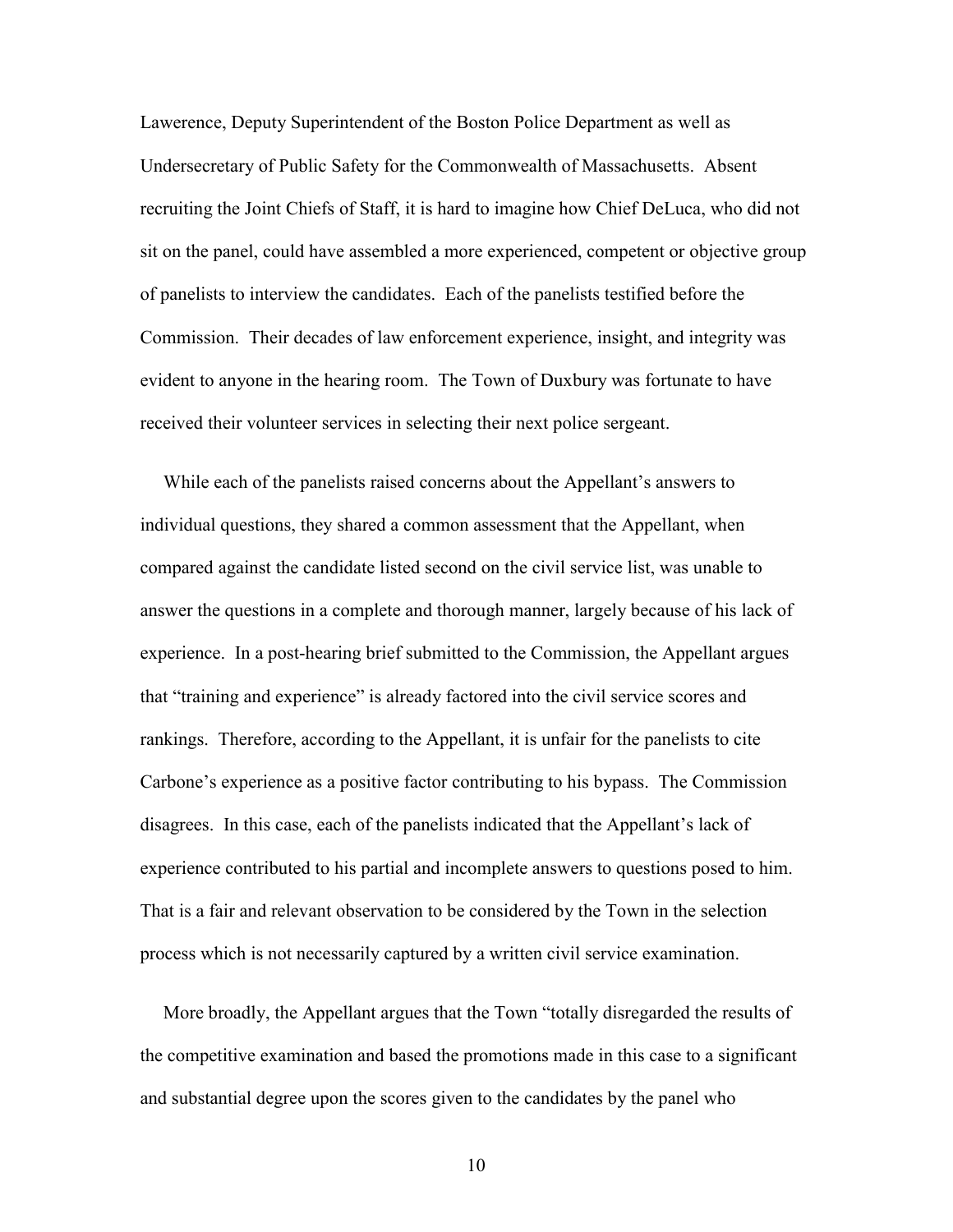Lawerence, Deputy Superintendent of the Boston Police Department as well as Undersecretary of Public Safety for the Commonwealth of Massachusetts. Absent recruiting the Joint Chiefs of Staff, it is hard to imagine how Chief DeLuca, who did not sit on the panel, could have assembled a more experienced, competent or objective group of panelists to interview the candidates. Each of the panelists testified before the Commission. Their decades of law enforcement experience, insight, and integrity was evident to anyone in the hearing room. The Town of Duxbury was fortunate to have received their volunteer services in selecting their next police sergeant.

While each of the panelists raised concerns about the Appellant's answers to individual questions, they shared a common assessment that the Appellant, when compared against the candidate listed second on the civil service list, was unable to answer the questions in a complete and thorough manner, largely because of his lack of experience. In a post-hearing brief submitted to the Commission, the Appellant argues that "training and experience" is already factored into the civil service scores and rankings. Therefore, according to the Appellant, it is unfair for the panelists to cite Carbone's experience as a positive factor contributing to his bypass. The Commission disagrees. In this case, each of the panelists indicated that the Appellant's lack of experience contributed to his partial and incomplete answers to questions posed to him. That is a fair and relevant observation to be considered by the Town in the selection process which is not necessarily captured by a written civil service examination.

More broadly, the Appellant argues that the Town "totally disregarded the results of the competitive examination and based the promotions made in this case to a significant and substantial degree upon the scores given to the candidates by the panel who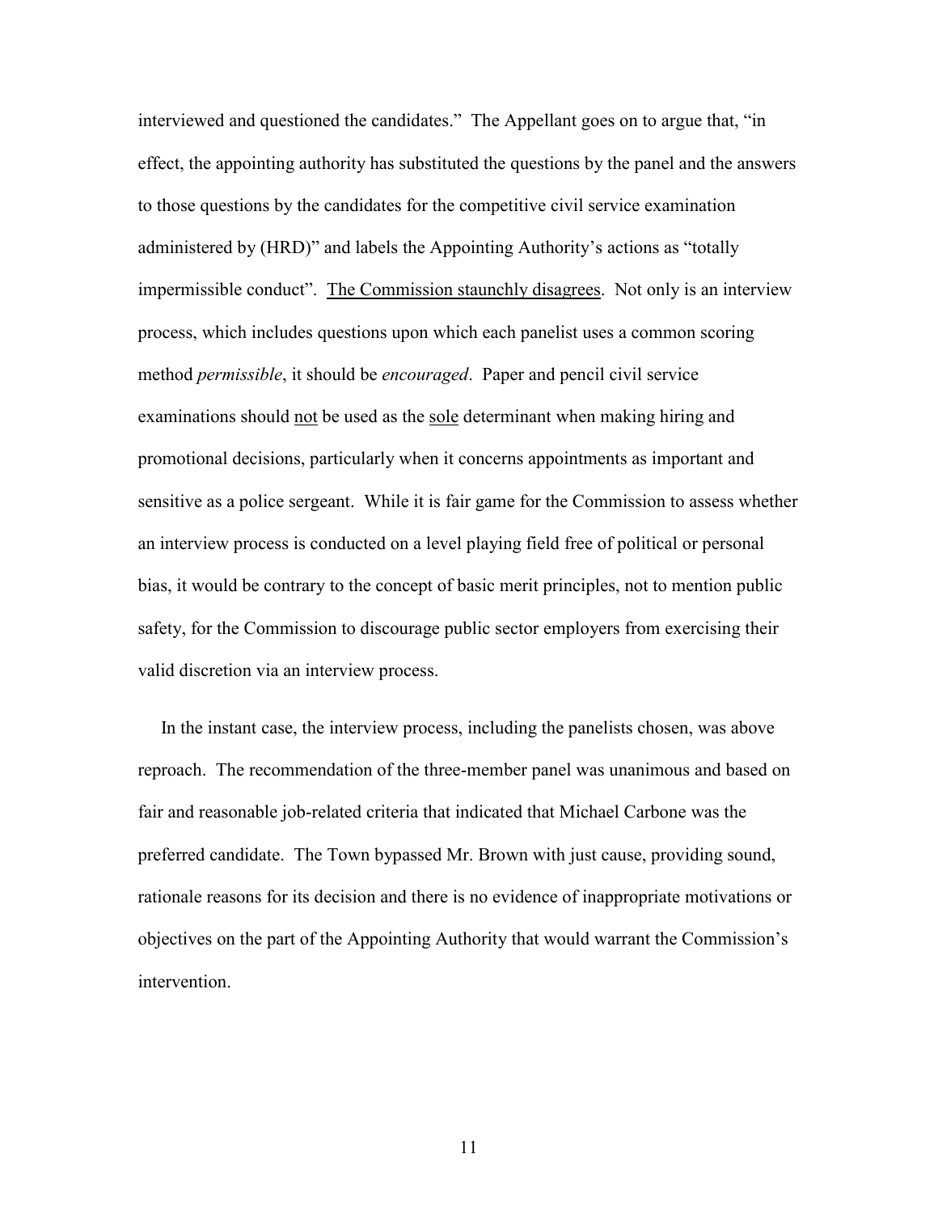interviewed and questioned the candidates." The Appellant goes on to argue that, "in effect, the appointing authority has substituted the questions by the panel and the answers to those questions by the candidates for the competitive civil service examination administered by (HRD)" and labels the Appointing Authority's actions as "totally impermissible conduct". <u>The Commission staunchly disagrees</u>. Not only is an interview process, which includes questions upon which each panelist uses a common scoring method *permissible*, it should be *encouraged*. Paper and pencil civil service examinations should <u>not</u> be used as the <u>sole</u> determinant when making hiring and promotional decisions, particularly when it concerns appointments as important and sensitive as a police sergeant. While it is fair game for the Commission to assess whether an interview process is conducted on a level playing field free of political or personal bias, it would be contrary to the concept of basic merit principles, not to mention public safety, for the Commission to discourage public sector employers from exercising their valid discretion via an interview process.

In the instant case, the interview process, including the panelists chosen, was above reproach. The recommendation of the three-member panel was unanimous and based on fair and reasonable job-related criteria that indicated that Michael Carbone was the preferred candidate. The Town bypassed Mr. Brown with just cause, providing sound, rationale reasons for its decision and there is no evidence of inappropriate motivations or objectives on the part of the Appointing Authority that would warrant the Commission's intervention.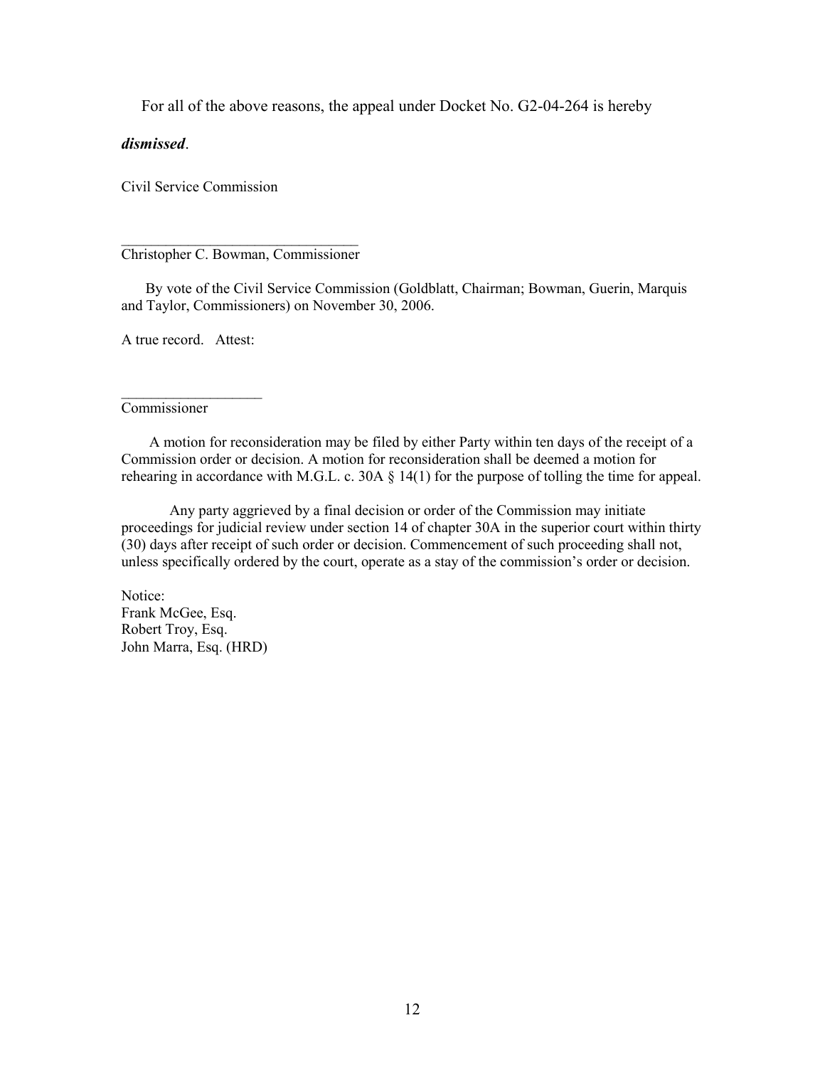For all of the above reasons, the appeal under Docket No. G2-04-264 is hereby

***dismissed***.

Civil Service Commission

\_\_\_\_\_\_\_\_\_\_\_\_\_\_\_\_\_\_\_\_\_\_\_\_\_\_\_\_\_\_\_\_\_

Christopher C. Bowman, Commissioner

By vote of the Civil Service Commission (Goldblatt, Chairman; Bowman, Guerin, Marquis and Taylor, Commissioners) on November 30, 2006.

A true record. Attest:

\_\_\_\_\_\_\_\_\_\_\_\_\_\_\_\_\_\_\_

Commissioner

A motion for reconsideration may be filed by either Party within ten days of the receipt of a Commission order or decision. A motion for reconsideration shall be deemed a motion for rehearing in accordance with M.G.L. c. 30A § 14(1) for the purpose of tolling the time for appeal.

Any party aggrieved by a final decision or order of the Commission may initiate proceedings for judicial review under section 14 of chapter 30A in the superior court within thirty (30) days after receipt of such order or decision. Commencement of such proceeding shall not, unless specifically ordered by the court, operate as a stay of the commission's order or decision.

Notice:
Frank McGee, Esq.
Robert Troy, Esq.
John Marra, Esq. (HRD)